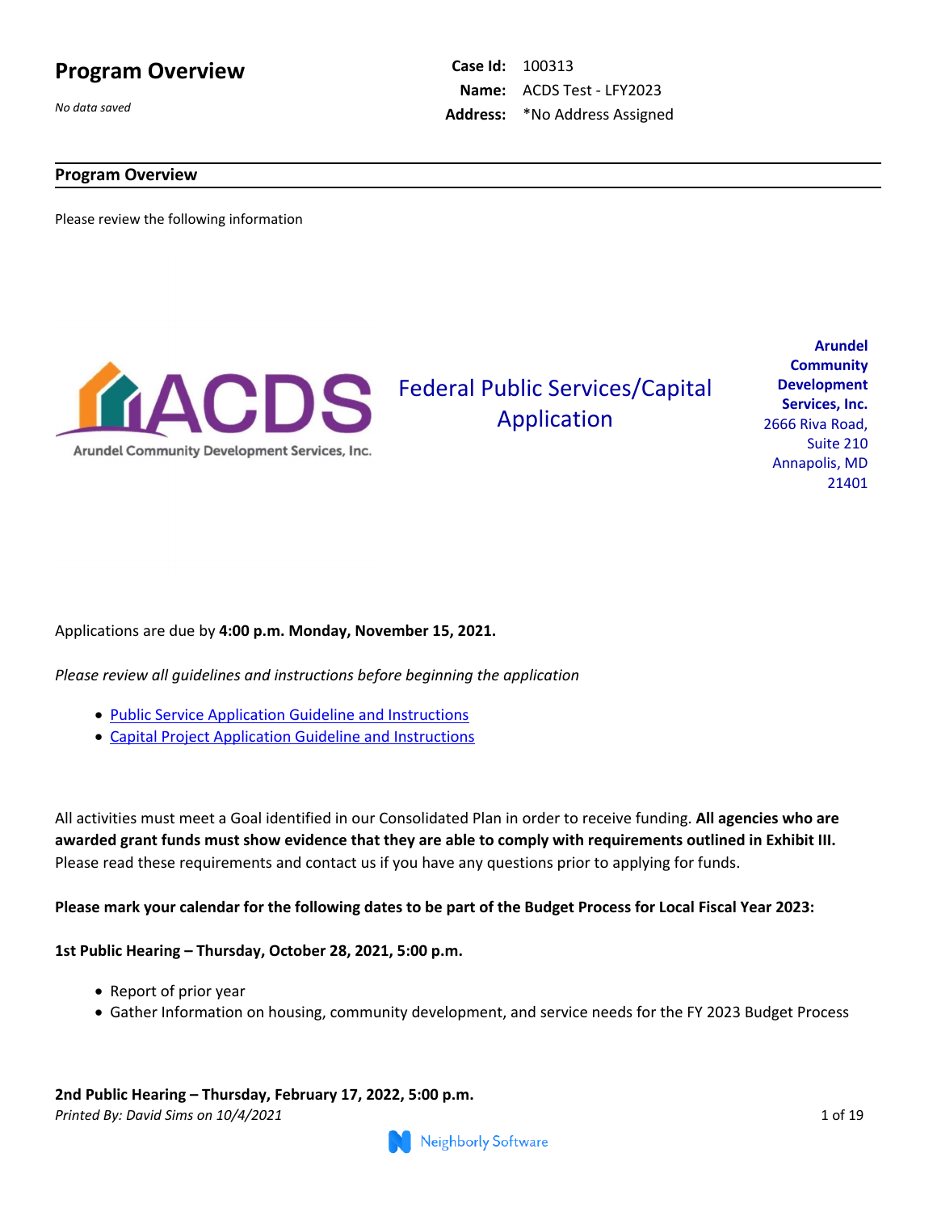# Program Overview

*No data saved*

**Case Id:** 100313
**Name:** ACDS Test - LFY2023
**Address:** *No Address Assigned

## Program Overview

Please review the following information

Arundel Community Development Services, Inc.

Federal Public Services/Capital Application

**Arundel Community Development Services, Inc.**
2666 Riva Road, Suite 210
Annapolis, MD 21401

Applications are due by **4:00 p.m. Monday, November 15, 2021.**

*Please review all guidelines and instructions before beginning the application*

- Public Service Application Guideline and Instructions
- Capital Project Application Guideline and Instructions

All activities must meet a Goal identified in our Consolidated Plan in order to receive funding. **All agencies who are awarded grant funds must show evidence that they are able to comply with requirements outlined in Exhibit III.** Please read these requirements and contact us if you have any questions prior to applying for funds.

**Please mark your calendar for the following dates to be part of the Budget Process for Local Fiscal Year 2023:**

**1st Public Hearing – Thursday, October 28, 2021, 5:00 p.m.**

- Report of prior year
- Gather Information on housing, community development, and service needs for the FY 2023 Budget Process

**2nd Public Hearing – Thursday, February 17, 2022, 5:00 p.m.**

*Printed By: David Sims on 10/4/2021*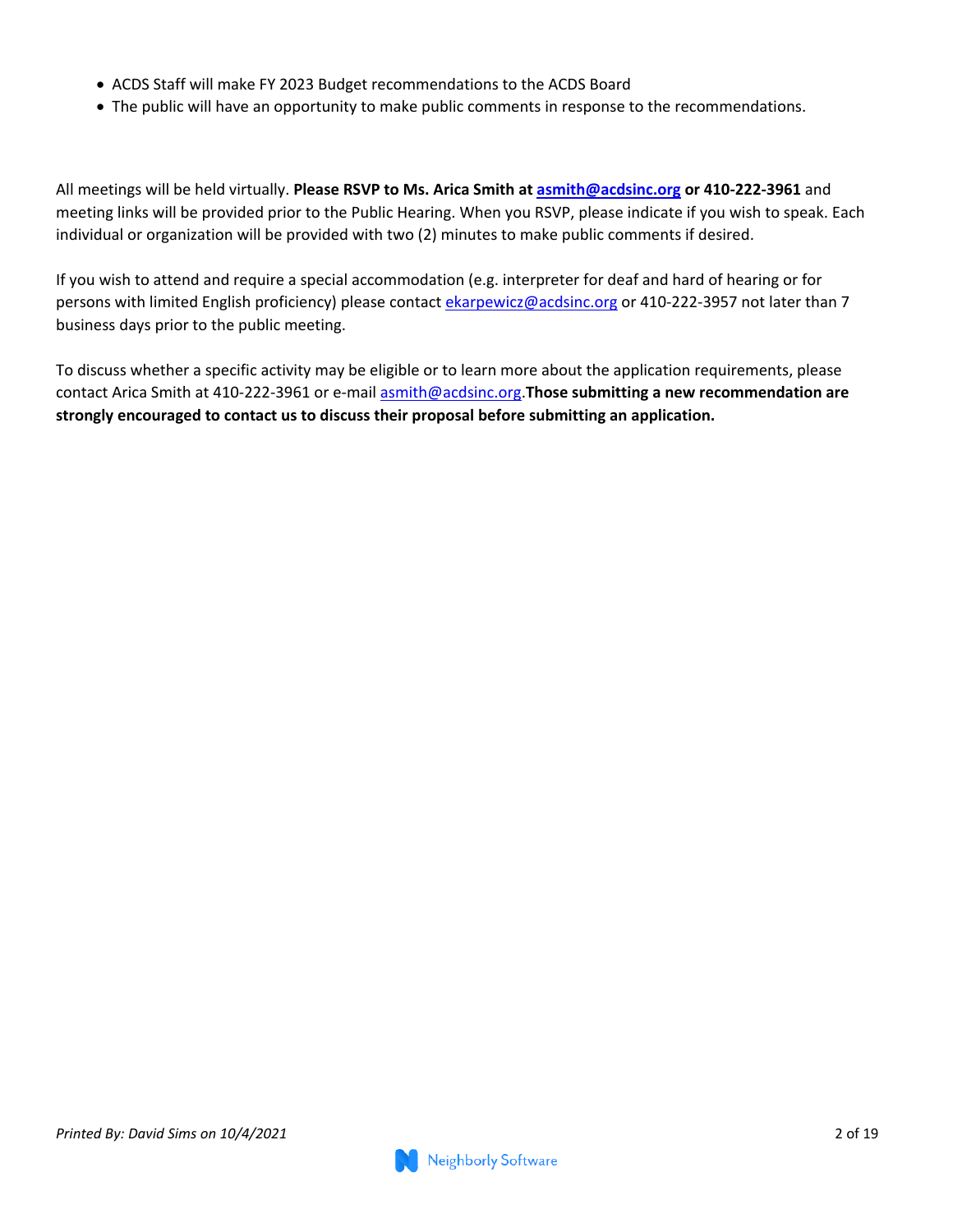- ACDS Staff will make FY 2023 Budget recommendations to the ACDS Board
- The public will have an opportunity to make public comments in response to the recommendations.

All meetings will be held virtually. **Please RSVP to Ms. Arica Smith at [asmith@acdsinc.org](mailto:asmith@acdsinc.org) or 410-222-3961** and meeting links will be provided prior to the Public Hearing. When you RSVP, please indicate if you wish to speak. Each individual or organization will be provided with two (2) minutes to make public comments if desired.

If you wish to attend and require a special accommodation (e.g. interpreter for deaf and hard of hearing or for persons with limited English proficiency) please contact [ekarpewicz@acdsinc.org](mailto:ekarpewicz@acdsinc.org) or 410-222-3957 not later than 7 business days prior to the public meeting.

To discuss whether a specific activity may be eligible or to learn more about the application requirements, please contact Arica Smith at 410-222-3961 or e-mail [asmith@acdsinc.org](mailto:asmith@acdsinc.org).**Those submitting a new recommendation are strongly encouraged to contact us to discuss their proposal before submitting an application.**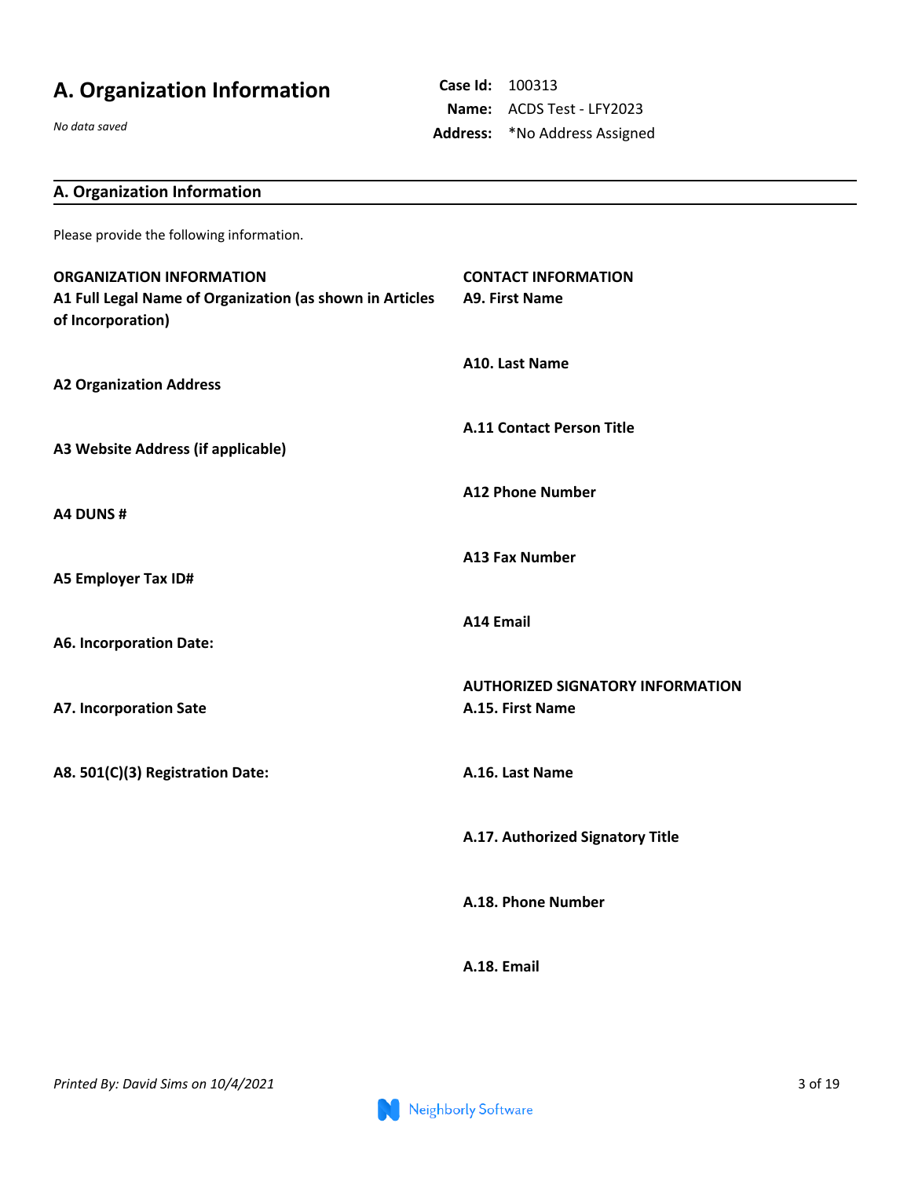# A. Organization Information

*No data saved*

**Case Id:** 100313
**Name:** ACDS Test - LFY2023
**Address:** *No Address Assigned

## A. Organization Information

Please provide the following information.

**ORGANIZATION INFORMATION**

**A1 Full Legal Name of Organization (as shown in Articles of Incorporation)**

**A2 Organization Address**

**A3 Website Address (if applicable)**

**A4 DUNS #**

**A5 Employer Tax ID#**

**A6. Incorporation Date:**

**A7. Incorporation Sate**

**A8. 501(C)(3) Registration Date:**

**CONTACT INFORMATION**

**A9. First Name**

**A10. Last Name**

**A.11 Contact Person Title**

**A12 Phone Number**

**A13 Fax Number**

**A14 Email**

**AUTHORIZED SIGNATORY INFORMATION**

**A.15. First Name**

**A.16. Last Name**

**A.17. Authorized Signatory Title**

**A.18. Phone Number**

**A.18. Email**

*Printed By: David Sims on 10/4/2021*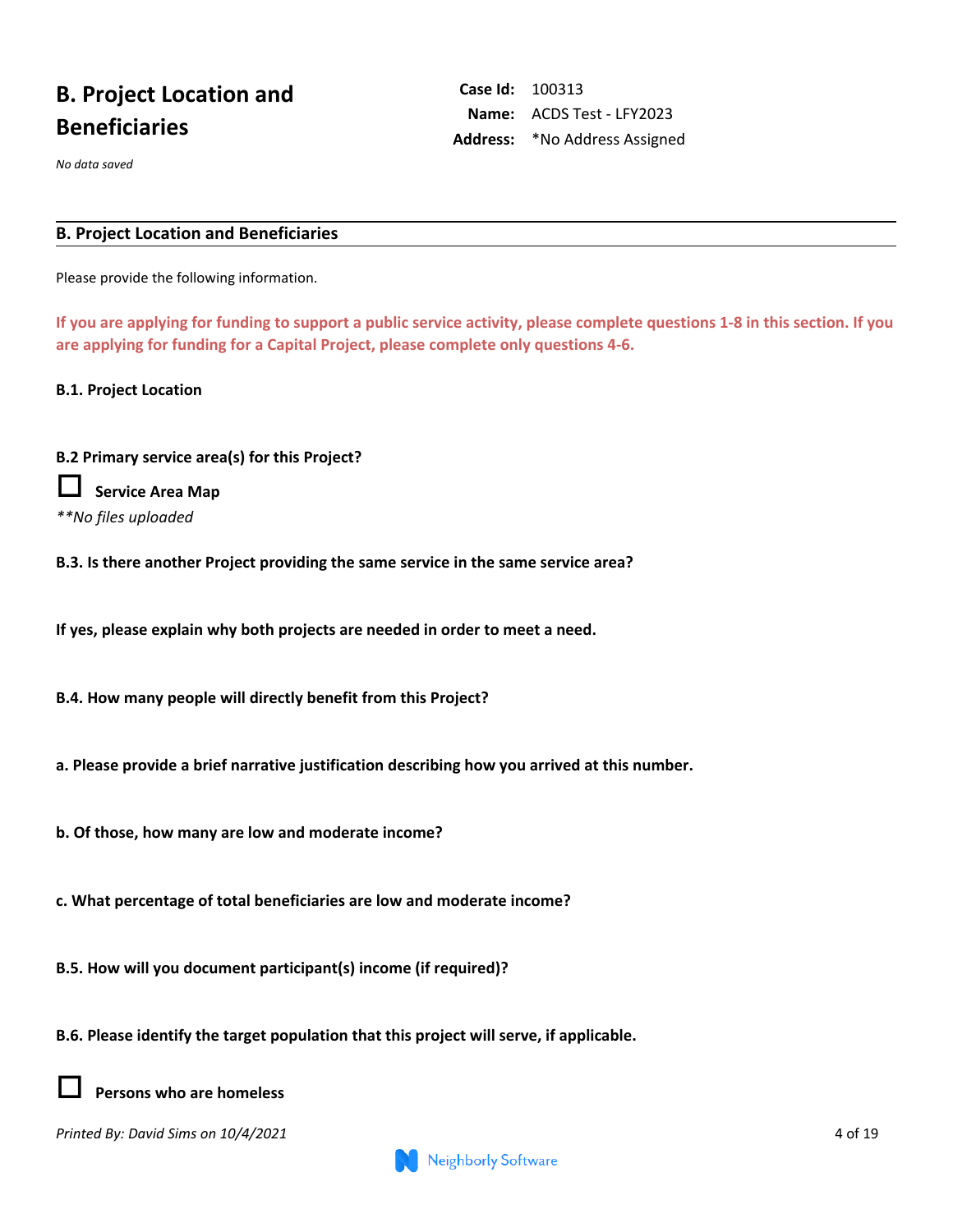# B. Project Location and Beneficiaries

*No data saved*

**Case Id:** 100313
**Name:** ACDS Test - LFY2023
**Address:** *No Address Assigned

## B. Project Location and Beneficiaries

Please provide the following information.

**If you are applying for funding to support a public service activity, please complete questions 1-8 in this section. If you are applying for funding for a Capital Project, please complete only questions 4-6.**

**B.1. Project Location**

**B.2 Primary service area(s) for this Project?**

☐ **Service Area Map**

*\*\*No files uploaded*

**B.3. Is there another Project providing the same service in the same service area?**

**If yes, please explain why both projects are needed in order to meet a need.**

**B.4. How many people will directly benefit from this Project?**

**a. Please provide a brief narrative justification describing how you arrived at this number.**

**b. Of those, how many are low and moderate income?**

**c. What percentage of total beneficiaries are low and moderate income?**

**B.5. How will you document participant(s) income (if required)?**

**B.6. Please identify the target population that this project will serve, if applicable.**

☐ **Persons who are homeless**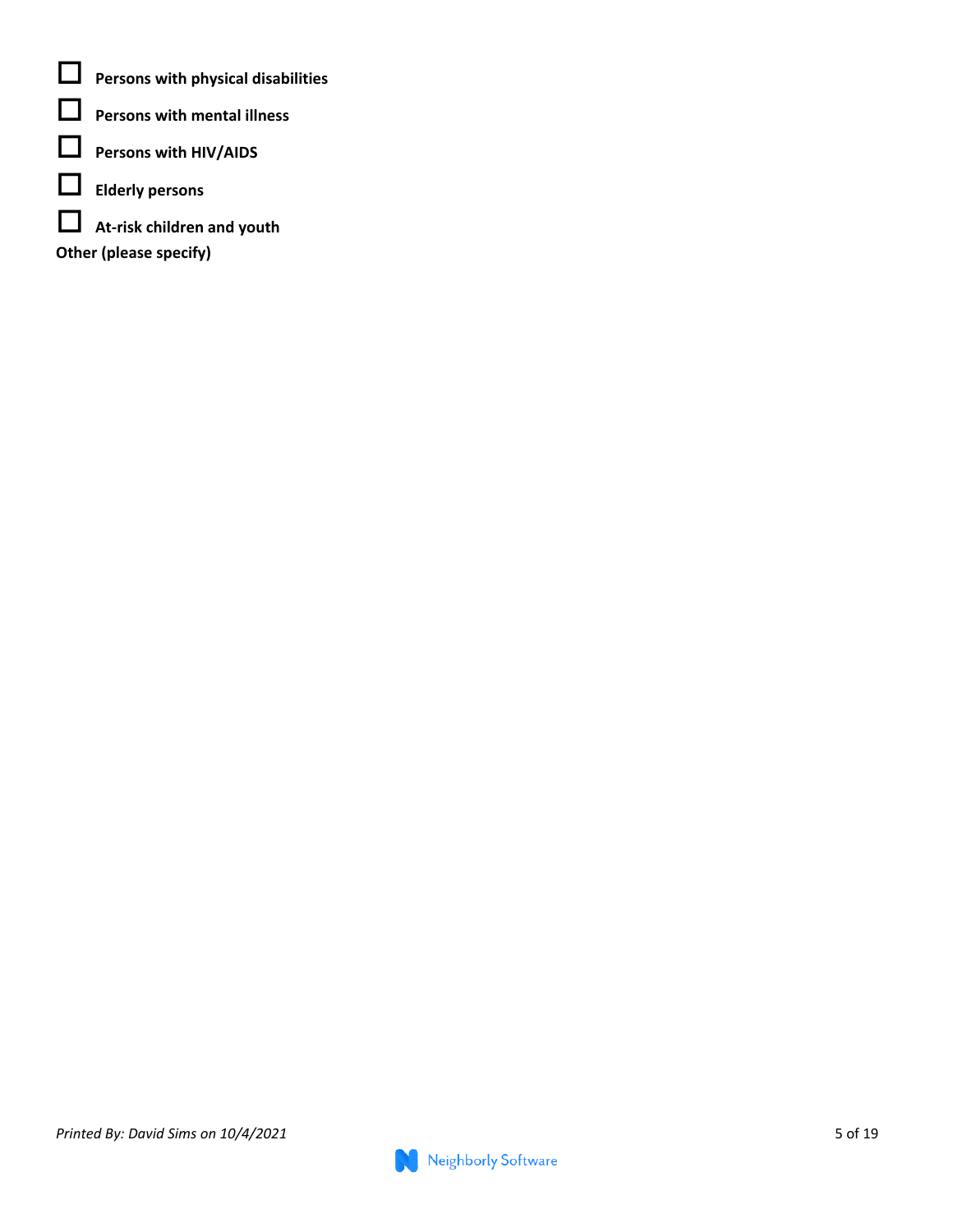- [ ] **Persons with physical disabilities**
- [ ] **Persons with mental illness**
- [ ] **Persons with HIV/AIDS**
- [ ] **Elderly persons**
- [ ] **At-risk children and youth**

**Other (please specify)**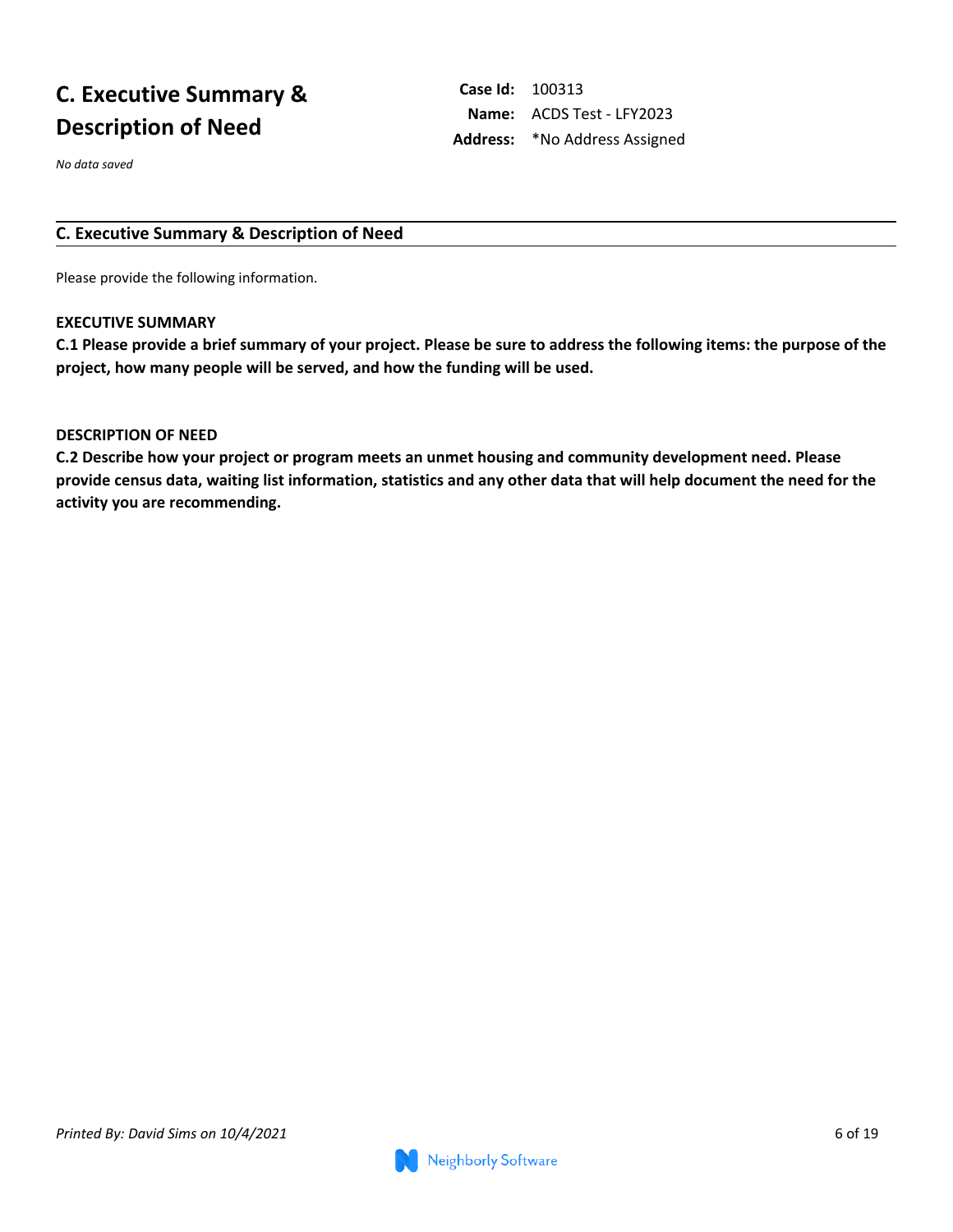# C. Executive Summary & Description of Need

**Case Id:** 100313
**Name:** ACDS Test - LFY2023
**Address:** *No Address Assigned

*No data saved*

## C. Executive Summary & Description of Need

Please provide the following information.

**EXECUTIVE SUMMARY**

**C.1 Please provide a brief summary of your project. Please be sure to address the following items: the purpose of the project, how many people will be served, and how the funding will be used.**

**DESCRIPTION OF NEED**

**C.2 Describe how your project or program meets an unmet housing and community development need. Please provide census data, waiting list information, statistics and any other data that will help document the need for the activity you are recommending.**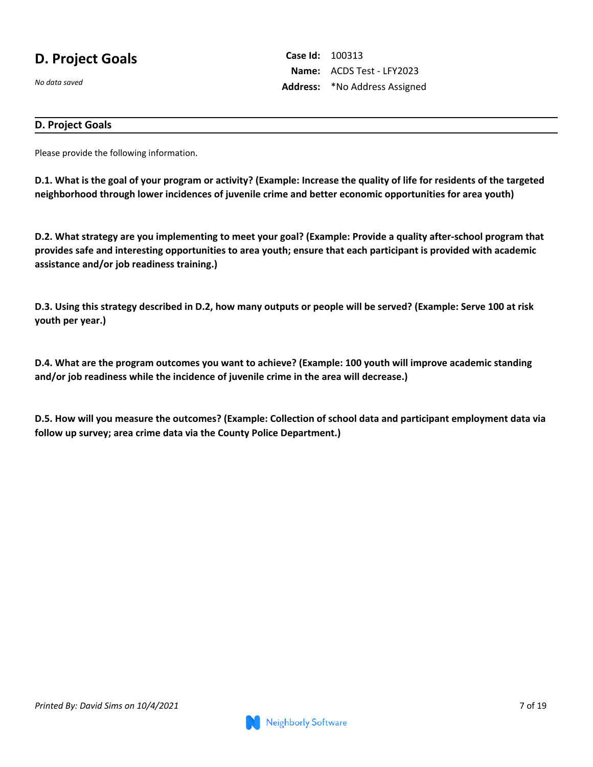# D. Project Goals

*No data saved*

**Case Id:** 100313
**Name:** ACDS Test - LFY2023
**Address:** *No Address Assigned

## D. Project Goals

Please provide the following information.

**D.1. What is the goal of your program or activity? (Example: Increase the quality of life for residents of the targeted neighborhood through lower incidences of juvenile crime and better economic opportunities for area youth)**

**D.2. What strategy are you implementing to meet your goal? (Example: Provide a quality after-school program that provides safe and interesting opportunities to area youth; ensure that each participant is provided with academic assistance and/or job readiness training.)**

**D.3. Using this strategy described in D.2, how many outputs or people will be served? (Example: Serve 100 at risk youth per year.)**

**D.4. What are the program outcomes you want to achieve? (Example: 100 youth will improve academic standing and/or job readiness while the incidence of juvenile crime in the area will decrease.)**

**D.5. How will you measure the outcomes? (Example: Collection of school data and participant employment data via follow up survey; area crime data via the County Police Department.)**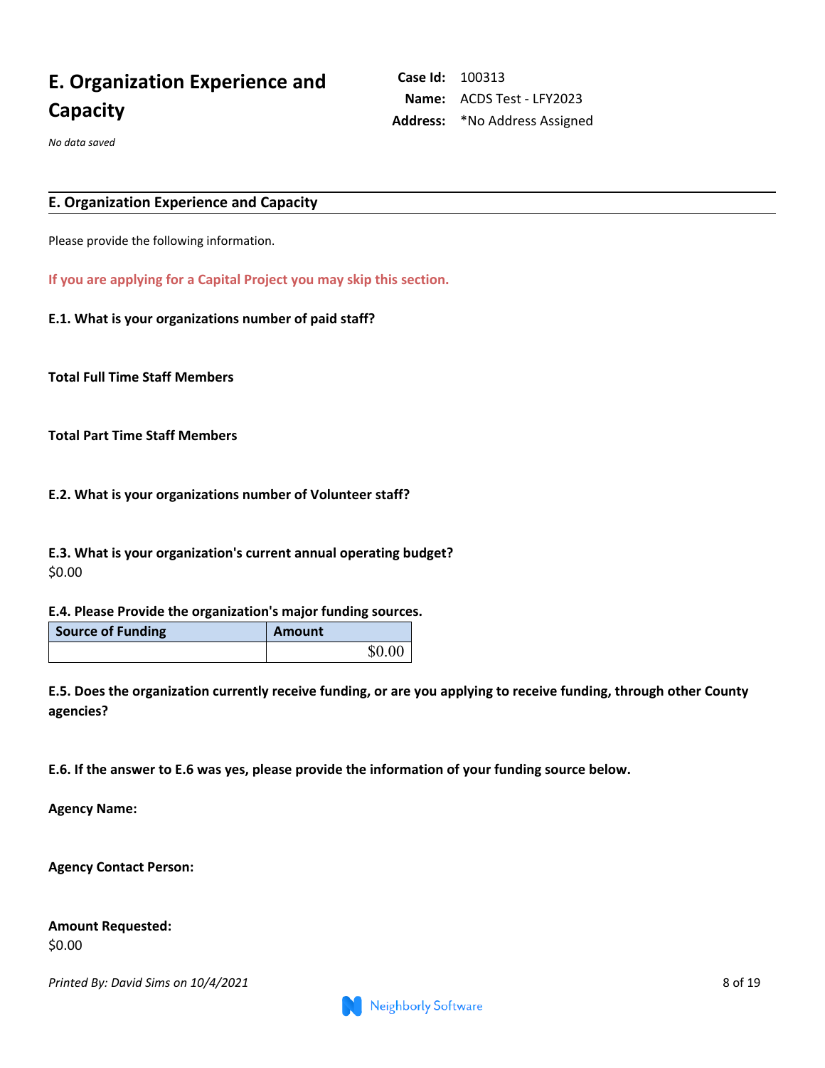# E. Organization Experience and Capacity

**Case Id:** 100313
**Name:** ACDS Test - LFY2023
**Address:** *No Address Assigned

*No data saved*

## E. Organization Experience and Capacity

Please provide the following information.

**If you are applying for a Capital Project you may skip this section.**

**E.1. What is your organizations number of paid staff?**

**Total Full Time Staff Members**

**Total Part Time Staff Members**

**E.2. What is your organizations number of Volunteer staff?**

**E.3. What is your organization's current annual operating budget?**
$0.00

**E.4. Please Provide the organization's major funding sources.**

| Source of Funding | Amount |
|---|---|
| | $0.00 |

**E.5. Does the organization currently receive funding, or are you applying to receive funding, through other County agencies?**

**E.6. If the answer to E.6 was yes, please provide the information of your funding source below.**

**Agency Name:**

**Agency Contact Person:**

**Amount Requested:**
$0.00

*Printed By: David Sims on 10/4/2021*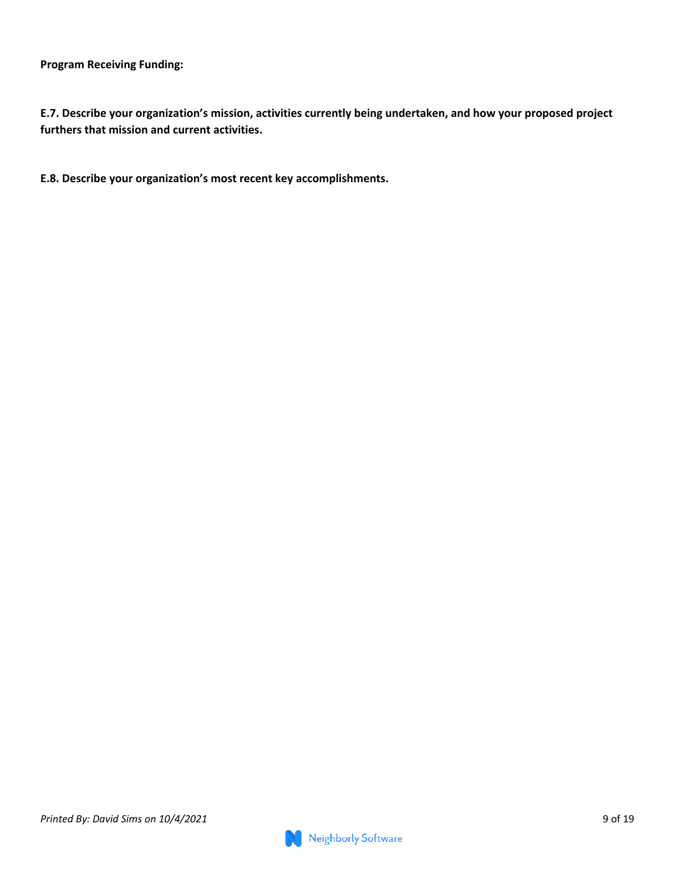**Program Receiving Funding:**

**E.7. Describe your organization's mission, activities currently being undertaken, and how your proposed project furthers that mission and current activities.**

**E.8. Describe your organization's most recent key accomplishments.**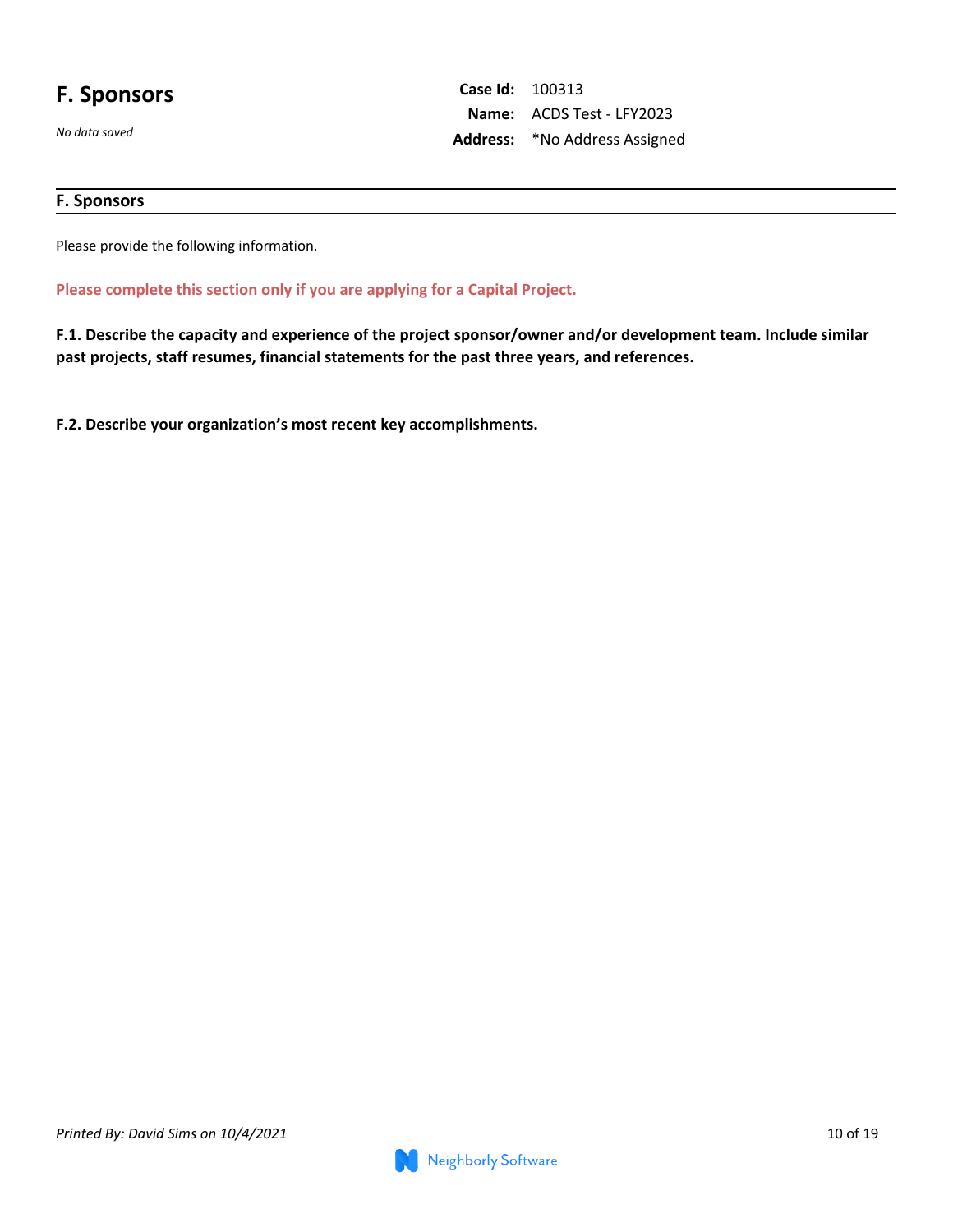# F. Sponsors

*No data saved*

**Case Id:** 100313
**Name:** ACDS Test - LFY2023
**Address:** *No Address Assigned

## F. Sponsors

Please provide the following information.

**Please complete this section only if you are applying for a Capital Project.**

**F.1. Describe the capacity and experience of the project sponsor/owner and/or development team. Include similar past projects, staff resumes, financial statements for the past three years, and references.**

**F.2. Describe your organization's most recent key accomplishments.**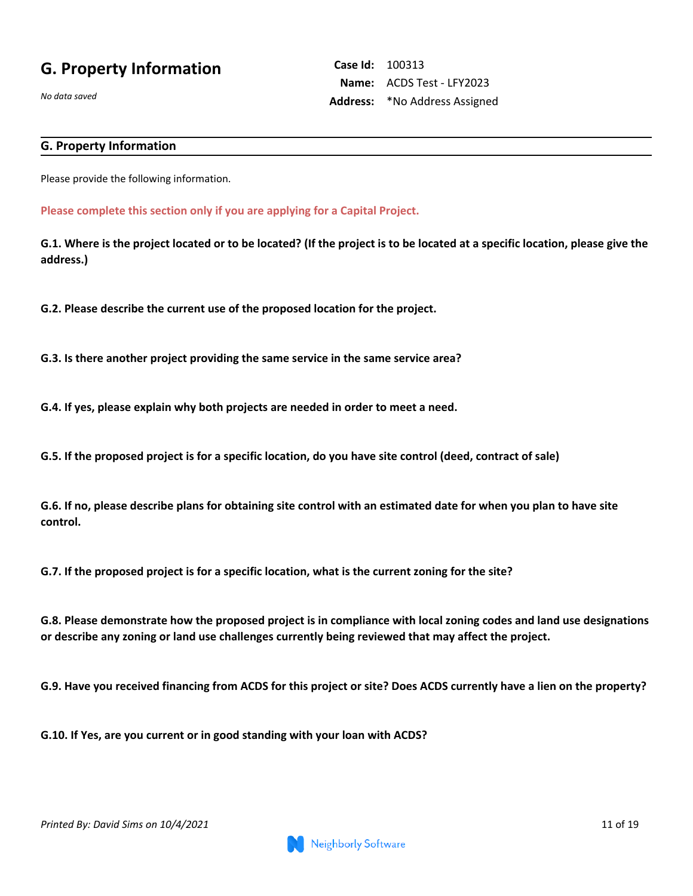# G. Property Information

*No data saved*

**Case Id:** 100313
**Name:** ACDS Test - LFY2023
**Address:** *No Address Assigned

## G. Property Information

Please provide the following information.

**Please complete this section only if you are applying for a Capital Project.**

**G.1. Where is the project located or to be located? (If the project is to be located at a specific location, please give the address.)**

**G.2. Please describe the current use of the proposed location for the project.**

**G.3. Is there another project providing the same service in the same service area?**

**G.4. If yes, please explain why both projects are needed in order to meet a need.**

**G.5. If the proposed project is for a specific location, do you have site control (deed, contract of sale)**

**G.6. If no, please describe plans for obtaining site control with an estimated date for when you plan to have site control.**

**G.7. If the proposed project is for a specific location, what is the current zoning for the site?**

**G.8. Please demonstrate how the proposed project is in compliance with local zoning codes and land use designations or describe any zoning or land use challenges currently being reviewed that may affect the project.**

**G.9. Have you received financing from ACDS for this project or site? Does ACDS currently have a lien on the property?**

**G.10. If Yes, are you current or in good standing with your loan with ACDS?**

*Printed By: David Sims on 10/4/2021*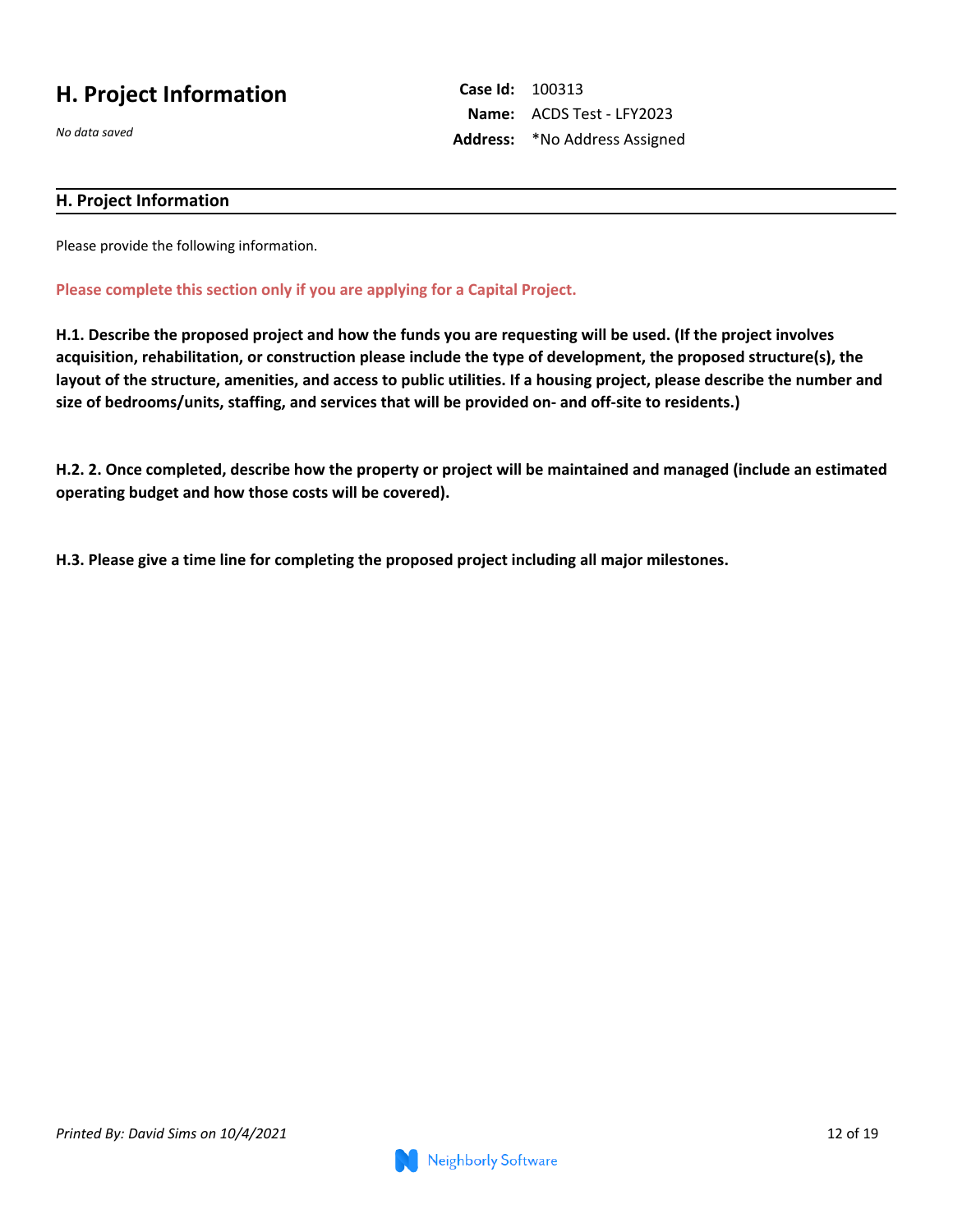# H. Project Information

*No data saved*

**Case Id:** 100313
**Name:** ACDS Test - LFY2023
**Address:** *No Address Assigned

## H. Project Information

Please provide the following information.

**Please complete this section only if you are applying for a Capital Project.**

**H.1. Describe the proposed project and how the funds you are requesting will be used. (If the project involves acquisition, rehabilitation, or construction please include the type of development, the proposed structure(s), the layout of the structure, amenities, and access to public utilities. If a housing project, please describe the number and size of bedrooms/units, staffing, and services that will be provided on- and off-site to residents.)**

**H.2. 2. Once completed, describe how the property or project will be maintained and managed (include an estimated operating budget and how those costs will be covered).**

**H.3. Please give a time line for completing the proposed project including all major milestones.**

*Printed By: David Sims on 10/4/2021*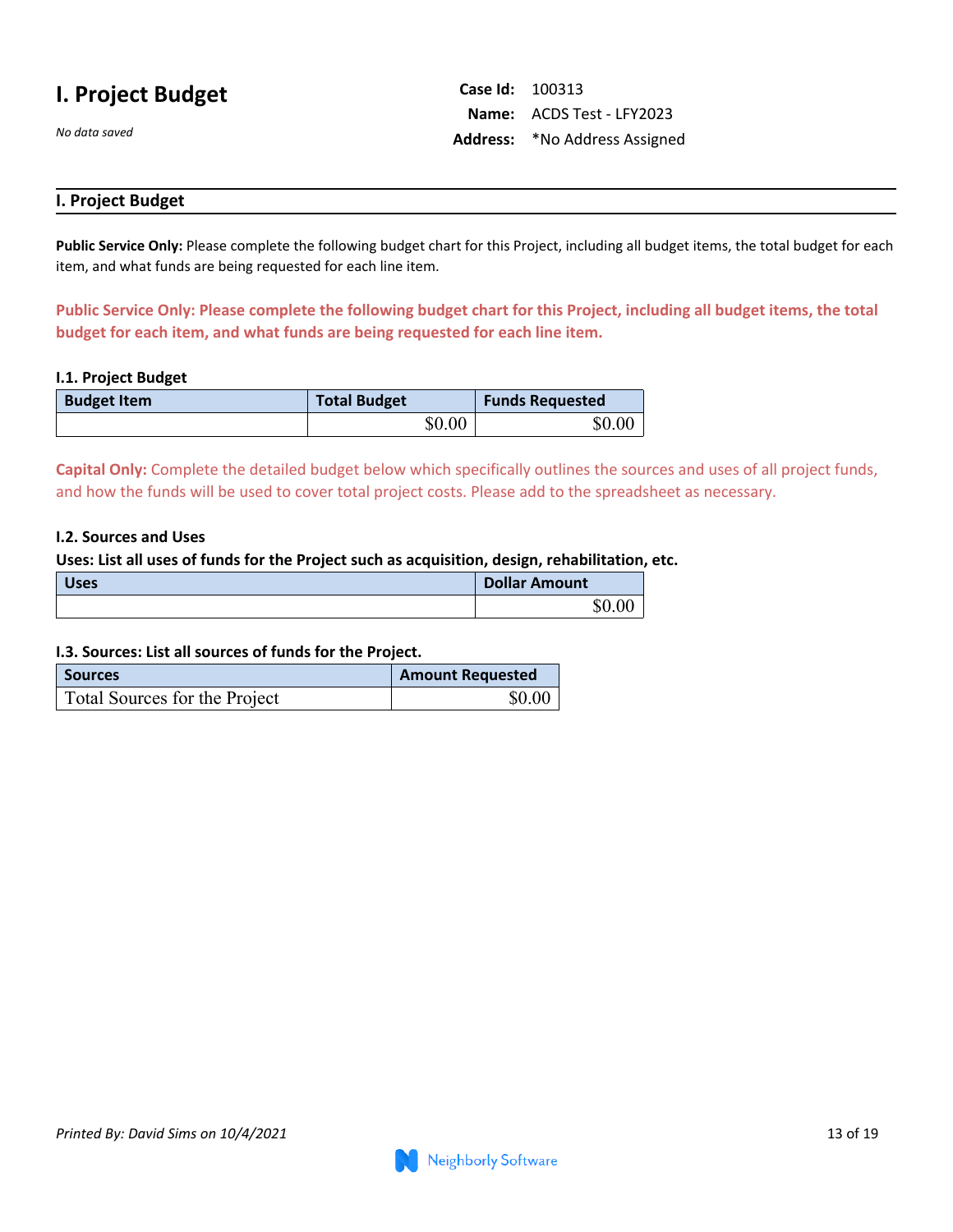# I. Project Budget

*No data saved*

**Case Id:** 100313
**Name:** ACDS Test - LFY2023
**Address:** *No Address Assigned

## I. Project Budget

**Public Service Only:** Please complete the following budget chart for this Project, including all budget items, the total budget for each item, and what funds are being requested for each line item.

**Public Service Only: Please complete the following budget chart for this Project, including all budget items, the total budget for each item, and what funds are being requested for each line item.**

### I.1. Project Budget

| Budget Item | Total Budget | Funds Requested |
|---|---|---|
| | $0.00 | $0.00 |

**Capital Only:** Complete the detailed budget below which specifically outlines the sources and uses of all project funds, and how the funds will be used to cover total project costs. Please add to the spreadsheet as necessary.

### I.2. Sources and Uses

**Uses: List all uses of funds for the Project such as acquisition, design, rehabilitation, etc.**

| Uses | Dollar Amount |
|---|---|
| | $0.00 |

### I.3. Sources: List all sources of funds for the Project.

| Sources | Amount Requested |
|---|---|
| Total Sources for the Project | $0.00 |

*Printed By: David Sims on 10/4/2021*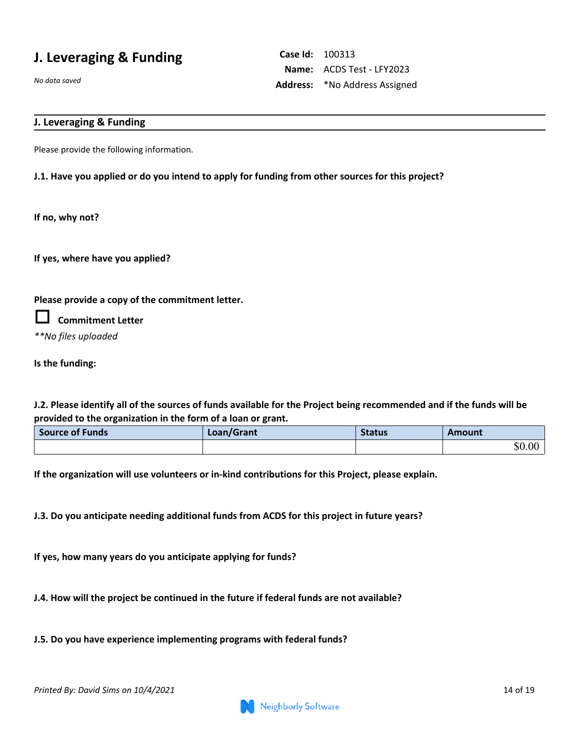# J. Leveraging & Funding

*No data saved*

**Case Id:** 100313
**Name:** ACDS Test - LFY2023
**Address:** *No Address Assigned

## J. Leveraging & Funding

Please provide the following information.

**J.1. Have you applied or do you intend to apply for funding from other sources for this project?**

**If no, why not?**

**If yes, where have you applied?**

**Please provide a copy of the commitment letter.**

☐ **Commitment Letter**

*\*\*No files uploaded*

**Is the funding:**

**J.2. Please identify all of the sources of funds available for the Project being recommended and if the funds will be provided to the organization in the form of a loan or grant.**

| Source of Funds | Loan/Grant | Status | Amount |
|---|---|---|---|
| | | | $0.00 |

**If the organization will use volunteers or in-kind contributions for this Project, please explain.**

**J.3. Do you anticipate needing additional funds from ACDS for this project in future years?**

**If yes, how many years do you anticipate applying for funds?**

**J.4. How will the project be continued in the future if federal funds are not available?**

**J.5. Do you have experience implementing programs with federal funds?**

*Printed By: David Sims on 10/4/2021*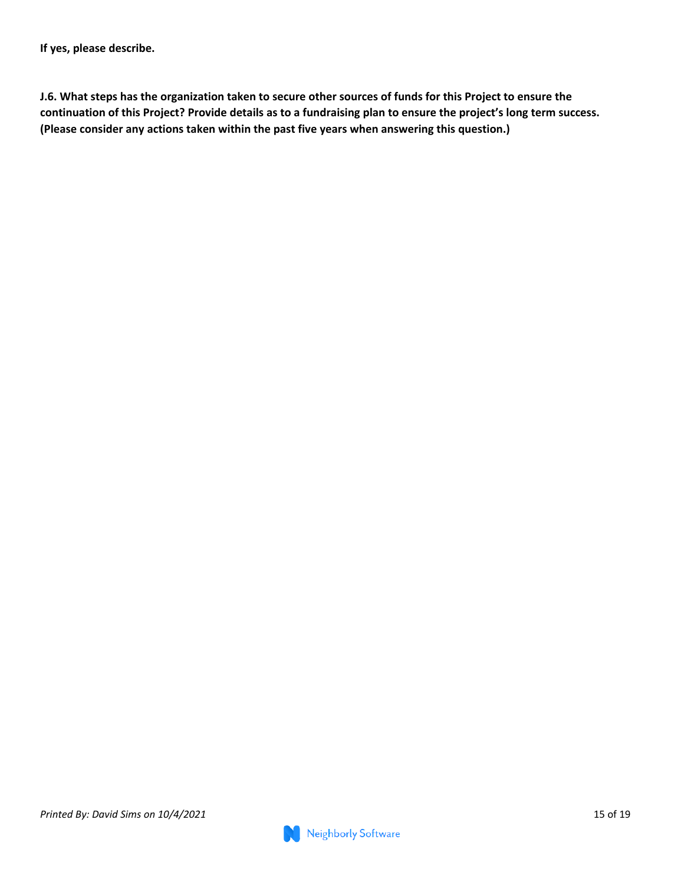**If yes, please describe.**

**J.6. What steps has the organization taken to secure other sources of funds for this Project to ensure the continuation of this Project? Provide details as to a fundraising plan to ensure the project's long term success. (Please consider any actions taken within the past five years when answering this question.)**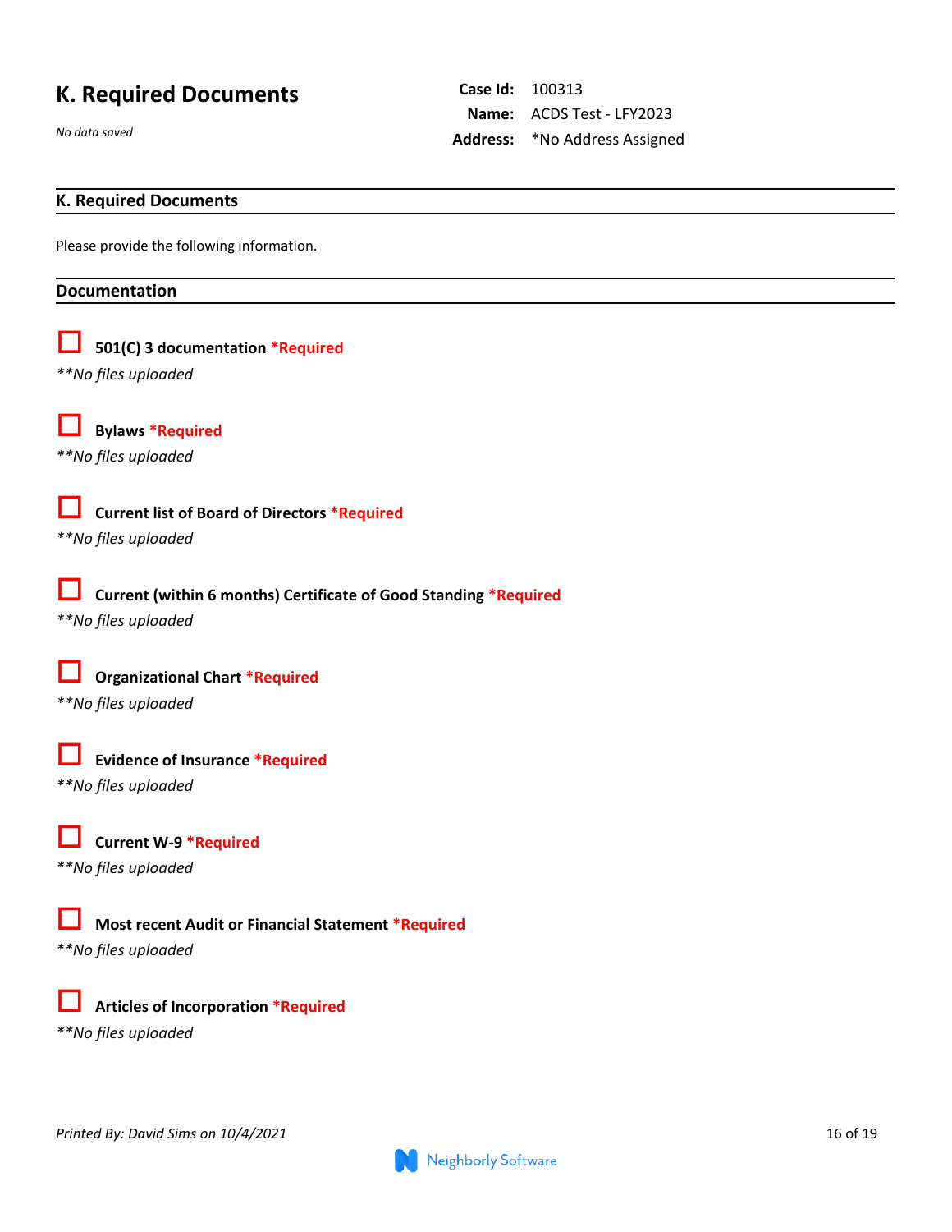# K. Required Documents

*No data saved*

**Case Id:** 100313
**Name:** ACDS Test - LFY2023
**Address:** *No Address Assigned

## K. Required Documents

Please provide the following information.

## Documentation

☐ **501(C) 3 documentation** ***Required**

*\*\*No files uploaded*

☐ **Bylaws** ***Required**

*\*\*No files uploaded*

☐ **Current list of Board of Directors** ***Required**

*\*\*No files uploaded*

☐ **Current (within 6 months) Certificate of Good Standing** ***Required**

*\*\*No files uploaded*

☐ **Organizational Chart** ***Required**

*\*\*No files uploaded*

☐ **Evidence of Insurance** ***Required**

*\*\*No files uploaded*

☐ **Current W-9** ***Required**

*\*\*No files uploaded*

☐ **Most recent Audit or Financial Statement** ***Required**

*\*\*No files uploaded*

☐ **Articles of Incorporation** ***Required**

*\*\*No files uploaded*

*Printed By: David Sims on 10/4/2021*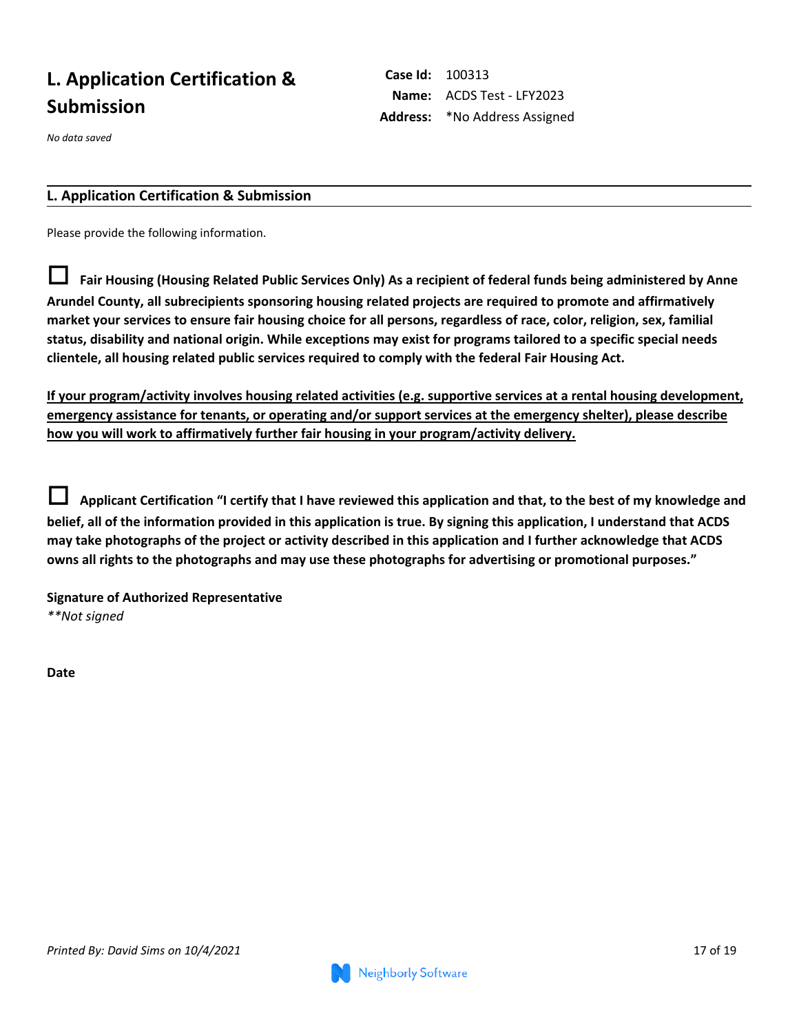# L. Application Certification & Submission

**Case Id:** 100313
**Name:** ACDS Test - LFY2023
**Address:** *No Address Assigned

*No data saved*

## L. Application Certification & Submission

Please provide the following information.

☐ **Fair Housing (Housing Related Public Services Only) As a recipient of federal funds being administered by Anne Arundel County, all subrecipients sponsoring housing related projects are required to promote and affirmatively market your services to ensure fair housing choice for all persons, regardless of race, color, religion, sex, familial status, disability and national origin. While exceptions may exist for programs tailored to a specific special needs clientele, all housing related public services required to comply with the federal Fair Housing Act.**

**<u>If your program/activity involves housing related activities (e.g. supportive services at a rental housing development, emergency assistance for tenants, or operating and/or support services at the emergency shelter), please describe how you will work to affirmatively further fair housing in your program/activity delivery.</u>**

☐ **Applicant Certification "I certify that I have reviewed this application and that, to the best of my knowledge and belief, all of the information provided in this application is true. By signing this application, I understand that ACDS may take photographs of the project or activity described in this application and I further acknowledge that ACDS owns all rights to the photographs and may use these photographs for advertising or promotional purposes."**

**Signature of Authorized Representative**
*\*\*Not signed*

**Date**

*Printed By: David Sims on 10/4/2021*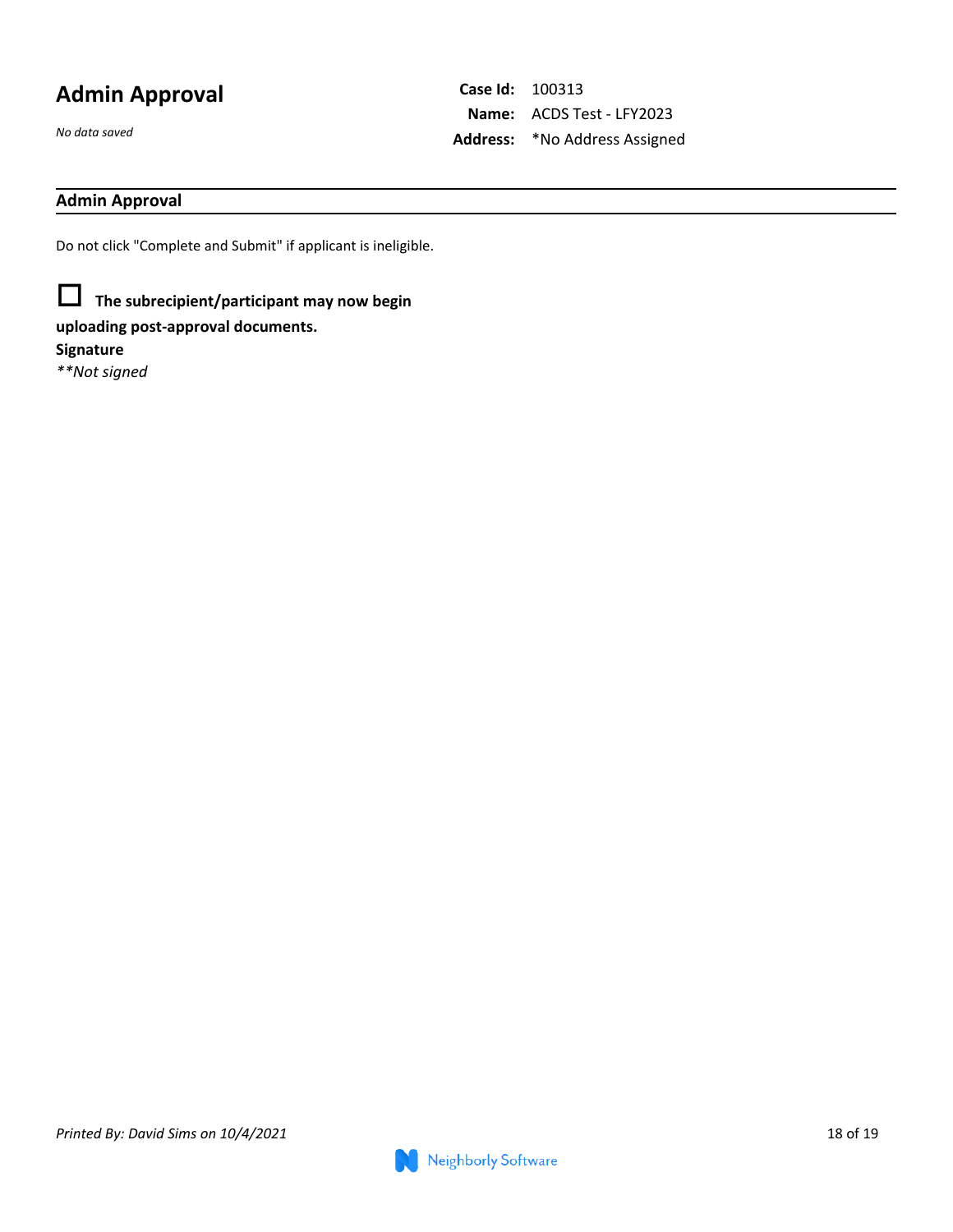# Admin Approval

*No data saved*

**Case Id:** 100313
**Name:** ACDS Test - LFY2023
**Address:** *No Address Assigned

## Admin Approval

Do not click "Complete and Submit" if applicant is ineligible.

☐ **The subrecipient/participant may now begin uploading post-approval documents.**

**Signature**

***Not signed*

*Printed By: David Sims on 10/4/2021*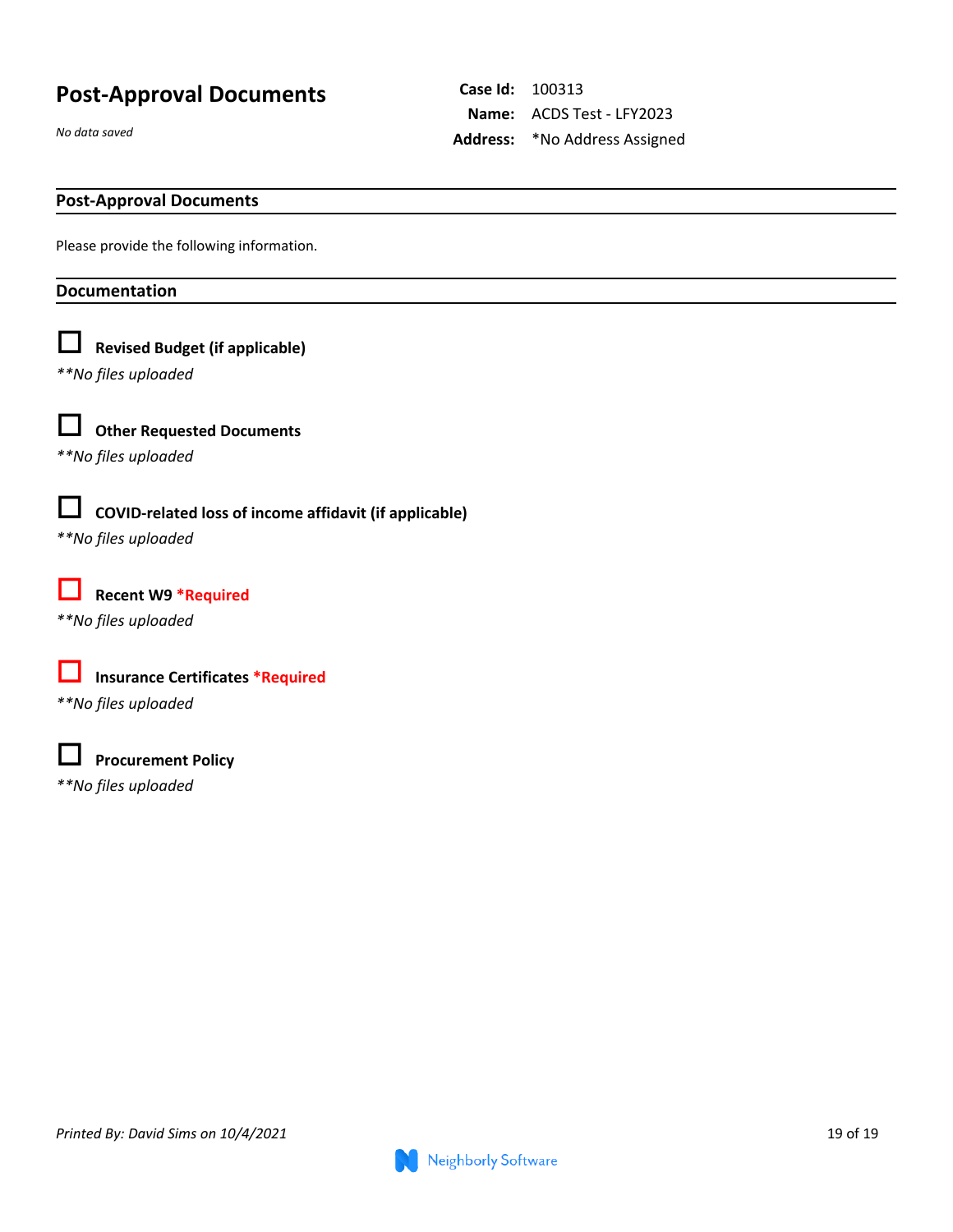# Post-Approval Documents

*No data saved*

**Case Id:** 100313
**Name:** ACDS Test - LFY2023
**Address:** *No Address Assigned

## Post-Approval Documents

Please provide the following information.

## Documentation

☐ **Revised Budget (if applicable)**

*\*\*No files uploaded*

☐ **Other Requested Documents**

*\*\*No files uploaded*

☐ **COVID-related loss of income affidavit (if applicable)**

*\*\*No files uploaded*

☐ **Recent W9** *Required

*\*\*No files uploaded*

☐ **Insurance Certificates** *Required

*\*\*No files uploaded*

☐ **Procurement Policy**

*\*\*No files uploaded*

*Printed By: David Sims on 10/4/2021*

Neighborly Software